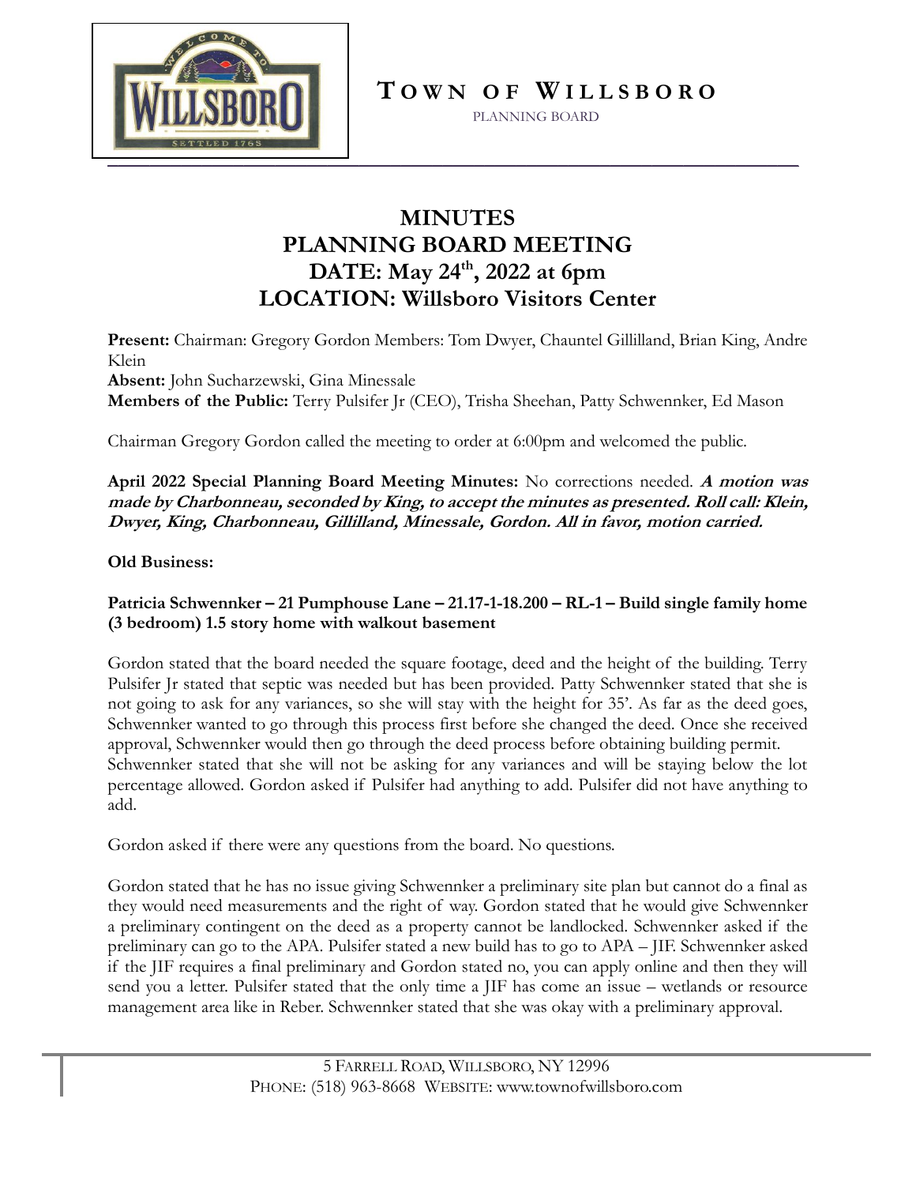# TOWN OF WILLSBORO

PLANNING BOARD

## MINUTES
## PLANNING BOARD MEETING
## DATE: May 24th, 2022 at 6pm
## LOCATION: Willsboro Visitors Center

**Present:** Chairman: Gregory Gordon Members: Tom Dwyer, Chauntel Gillilland, Brian King, Andre Klein
**Absent:** John Sucharzewski, Gina Minessale
**Members of the Public:** Terry Pulsifer Jr (CEO), Trisha Sheehan, Patty Schwennker, Ed Mason

Chairman Gregory Gordon called the meeting to order at 6:00pm and welcomed the public.

**April 2022 Special Planning Board Meeting Minutes:** No corrections needed. ***A motion was made by Charbonneau, seconded by King, to accept the minutes as presented. Roll call: Klein, Dwyer, King, Charbonneau, Gillilland, Minessale, Gordon. All in favor, motion carried.***

**Old Business:**

**Patricia Schwennker – 21 Pumphouse Lane – 21.17-1-18.200 – RL-1 – Build single family home (3 bedroom) 1.5 story home with walkout basement**

Gordon stated that the board needed the square footage, deed and the height of the building. Terry Pulsifer Jr stated that septic was needed but has been provided. Patty Schwennker stated that she is not going to ask for any variances, so she will stay with the height for 35'. As far as the deed goes, Schwennker wanted to go through this process first before she changed the deed. Once she received approval, Schwennker would then go through the deed process before obtaining building permit. Schwennker stated that she will not be asking for any variances and will be staying below the lot percentage allowed. Gordon asked if Pulsifer had anything to add. Pulsifer did not have anything to add.

Gordon asked if there were any questions from the board. No questions.

Gordon stated that he has no issue giving Schwennker a preliminary site plan but cannot do a final as they would need measurements and the right of way. Gordon stated that he would give Schwennker a preliminary contingent on the deed as a property cannot be landlocked. Schwennker asked if the preliminary can go to the APA. Pulsifer stated a new build has to go to APA – JIF. Schwennker asked if the JIF requires a final preliminary and Gordon stated no, you can apply online and then they will send you a letter. Pulsifer stated that the only time a JIF has come an issue – wetlands or resource management area like in Reber. Schwennker stated that she was okay with a preliminary approval.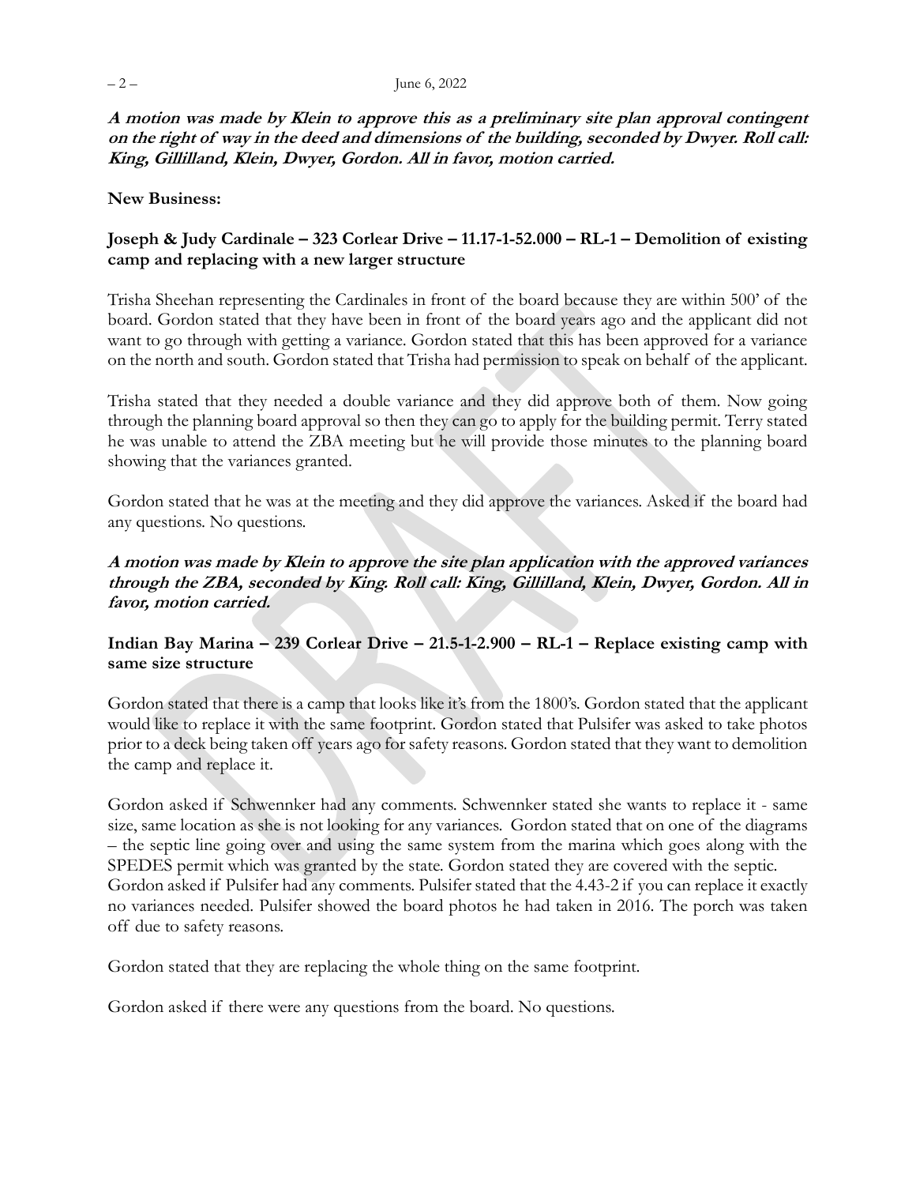***A motion was made by Klein to approve this as a preliminary site plan approval contingent on the right of way in the deed and dimensions of the building, seconded by Dwyer. Roll call: King, Gillilland, Klein, Dwyer, Gordon. All in favor, motion carried.***

**New Business:**

**Joseph & Judy Cardinale – 323 Corlear Drive – 11.17-1-52.000 – RL-1 – Demolition of existing camp and replacing with a new larger structure**

Trisha Sheehan representing the Cardinales in front of the board because they are within 500' of the board. Gordon stated that they have been in front of the board years ago and the applicant did not want to go through with getting a variance. Gordon stated that this has been approved for a variance on the north and south. Gordon stated that Trisha had permission to speak on behalf of the applicant.

Trisha stated that they needed a double variance and they did approve both of them. Now going through the planning board approval so then they can go to apply for the building permit. Terry stated he was unable to attend the ZBA meeting but he will provide those minutes to the planning board showing that the variances granted.

Gordon stated that he was at the meeting and they did approve the variances. Asked if the board had any questions. No questions.

***A motion was made by Klein to approve the site plan application with the approved variances through the ZBA, seconded by King. Roll call: King, Gillilland, Klein, Dwyer, Gordon. All in favor, motion carried.***

**Indian Bay Marina – 239 Corlear Drive – 21.5-1-2.900 – RL-1 – Replace existing camp with same size structure**

Gordon stated that there is a camp that looks like it's from the 1800's. Gordon stated that the applicant would like to replace it with the same footprint. Gordon stated that Pulsifer was asked to take photos prior to a deck being taken off years ago for safety reasons. Gordon stated that they want to demolition the camp and replace it.

Gordon asked if Schwennker had any comments. Schwennker stated she wants to replace it - same size, same location as she is not looking for any variances. Gordon stated that on one of the diagrams – the septic line going over and using the same system from the marina which goes along with the SPEDES permit which was granted by the state. Gordon stated they are covered with the septic. Gordon asked if Pulsifer had any comments. Pulsifer stated that the 4.43-2 if you can replace it exactly no variances needed. Pulsifer showed the board photos he had taken in 2016. The porch was taken off due to safety reasons.

Gordon stated that they are replacing the whole thing on the same footprint.

Gordon asked if there were any questions from the board. No questions.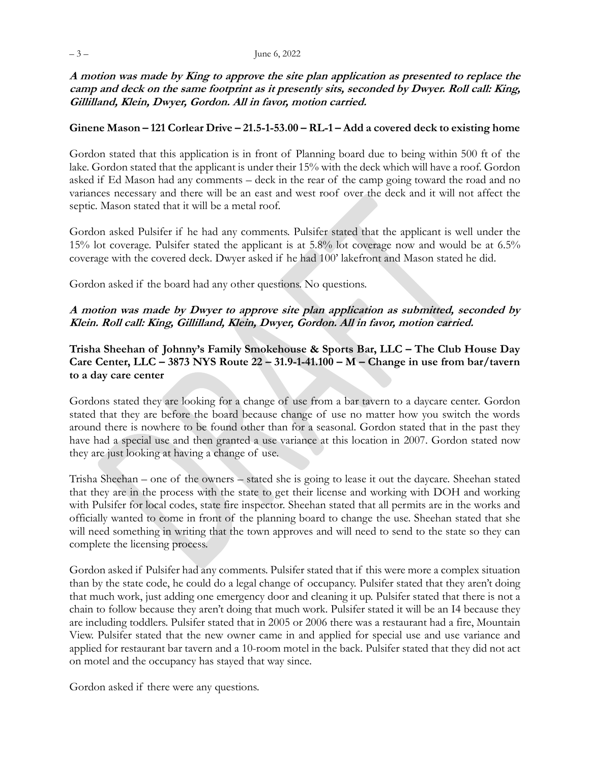***A motion was made by King to approve the site plan application as presented to replace the camp and deck on the same footprint as it presently sits, seconded by Dwyer. Roll call: King, Gillilland, Klein, Dwyer, Gordon. All in favor, motion carried.***

**Ginene Mason – 121 Corlear Drive – 21.5-1-53.00 – RL-1 – Add a covered deck to existing home**

Gordon stated that this application is in front of Planning board due to being within 500 ft of the lake. Gordon stated that the applicant is under their 15% with the deck which will have a roof. Gordon asked if Ed Mason had any comments – deck in the rear of the camp going toward the road and no variances necessary and there will be an east and west roof over the deck and it will not affect the septic. Mason stated that it will be a metal roof.

Gordon asked Pulsifer if he had any comments. Pulsifer stated that the applicant is well under the 15% lot coverage. Pulsifer stated the applicant is at 5.8% lot coverage now and would be at 6.5% coverage with the covered deck. Dwyer asked if he had 100' lakefront and Mason stated he did.

Gordon asked if the board had any other questions. No questions.

***A motion was made by Dwyer to approve site plan application as submitted, seconded by Klein. Roll call: King, Gillilland, Klein, Dwyer, Gordon. All in favor, motion carried.***

**Trisha Sheehan of Johnny's Family Smokehouse & Sports Bar, LLC – The Club House Day Care Center, LLC – 3873 NYS Route 22 – 31.9-1-41.100 – M – Change in use from bar/tavern to a day care center**

Gordons stated they are looking for a change of use from a bar tavern to a daycare center. Gordon stated that they are before the board because change of use no matter how you switch the words around there is nowhere to be found other than for a seasonal. Gordon stated that in the past they have had a special use and then granted a use variance at this location in 2007. Gordon stated now they are just looking at having a change of use.

Trisha Sheehan – one of the owners – stated she is going to lease it out the daycare. Sheehan stated that they are in the process with the state to get their license and working with DOH and working with Pulsifer for local codes, state fire inspector. Sheehan stated that all permits are in the works and officially wanted to come in front of the planning board to change the use. Sheehan stated that she will need something in writing that the town approves and will need to send to the state so they can complete the licensing process.

Gordon asked if Pulsifer had any comments. Pulsifer stated that if this were more a complex situation than by the state code, he could do a legal change of occupancy. Pulsifer stated that they aren't doing that much work, just adding one emergency door and cleaning it up. Pulsifer stated that there is not a chain to follow because they aren't doing that much work. Pulsifer stated it will be an I4 because they are including toddlers. Pulsifer stated that in 2005 or 2006 there was a restaurant had a fire, Mountain View. Pulsifer stated that the new owner came in and applied for special use and use variance and applied for restaurant bar tavern and a 10-room motel in the back. Pulsifer stated that they did not act on motel and the occupancy has stayed that way since.

Gordon asked if there were any questions.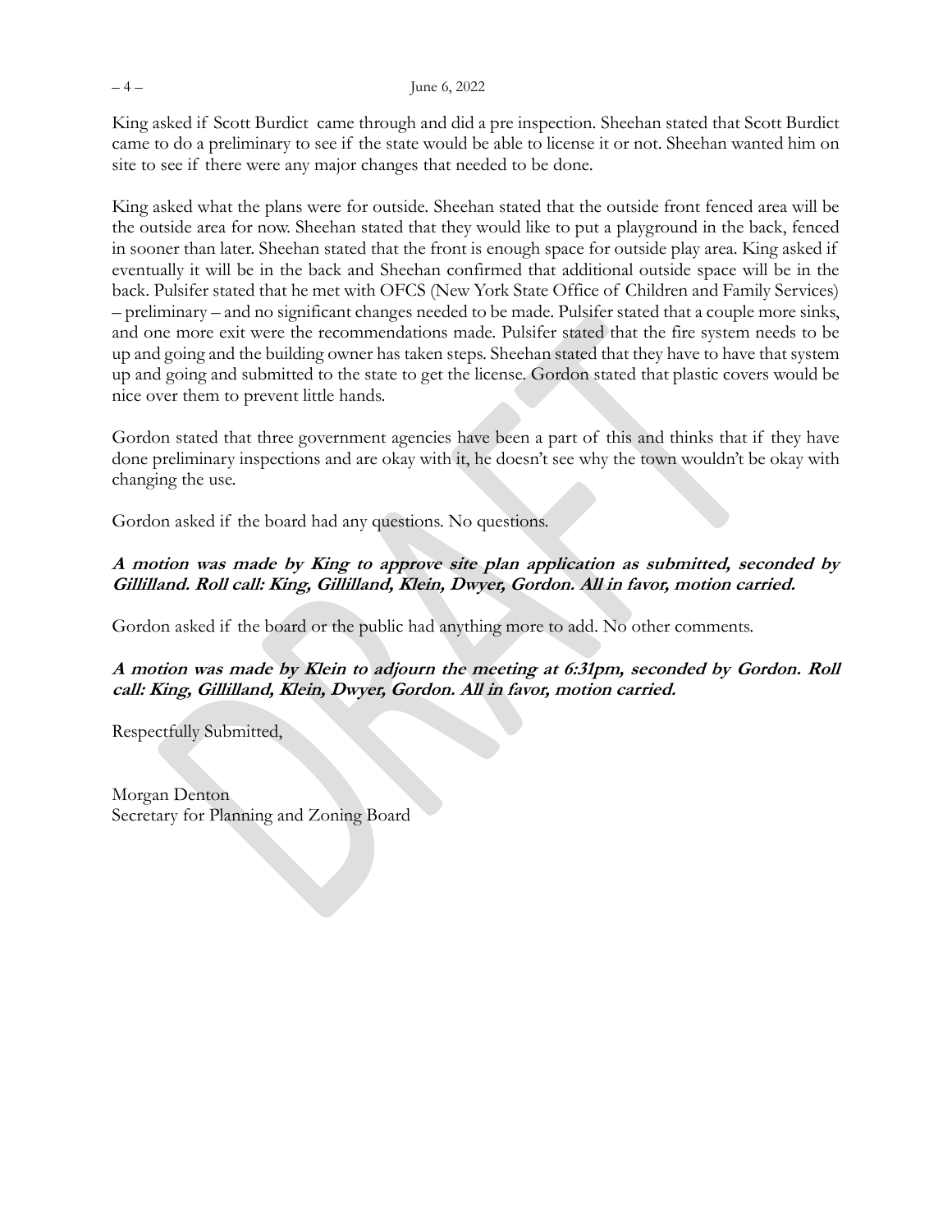King asked if Scott Burdict came through and did a pre inspection. Sheehan stated that Scott Burdict came to do a preliminary to see if the state would be able to license it or not. Sheehan wanted him on site to see if there were any major changes that needed to be done.

King asked what the plans were for outside. Sheehan stated that the outside front fenced area will be the outside area for now. Sheehan stated that they would like to put a playground in the back, fenced in sooner than later. Sheehan stated that the front is enough space for outside play area. King asked if eventually it will be in the back and Sheehan confirmed that additional outside space will be in the back. Pulsifer stated that he met with OFCS (New York State Office of Children and Family Services) – preliminary – and no significant changes needed to be made. Pulsifer stated that a couple more sinks, and one more exit were the recommendations made. Pulsifer stated that the fire system needs to be up and going and the building owner has taken steps. Sheehan stated that they have to have that system up and going and submitted to the state to get the license. Gordon stated that plastic covers would be nice over them to prevent little hands.

Gordon stated that three government agencies have been a part of this and thinks that if they have done preliminary inspections and are okay with it, he doesn't see why the town wouldn't be okay with changing the use.

Gordon asked if the board had any questions. No questions.

***A motion was made by King to approve site plan application as submitted, seconded by Gillilland. Roll call: King, Gillilland, Klein, Dwyer, Gordon. All in favor, motion carried.***

Gordon asked if the board or the public had anything more to add. No other comments.

***A motion was made by Klein to adjourn the meeting at 6:31pm, seconded by Gordon. Roll call: King, Gillilland, Klein, Dwyer, Gordon. All in favor, motion carried.***

Respectfully Submitted,

Morgan Denton
Secretary for Planning and Zoning Board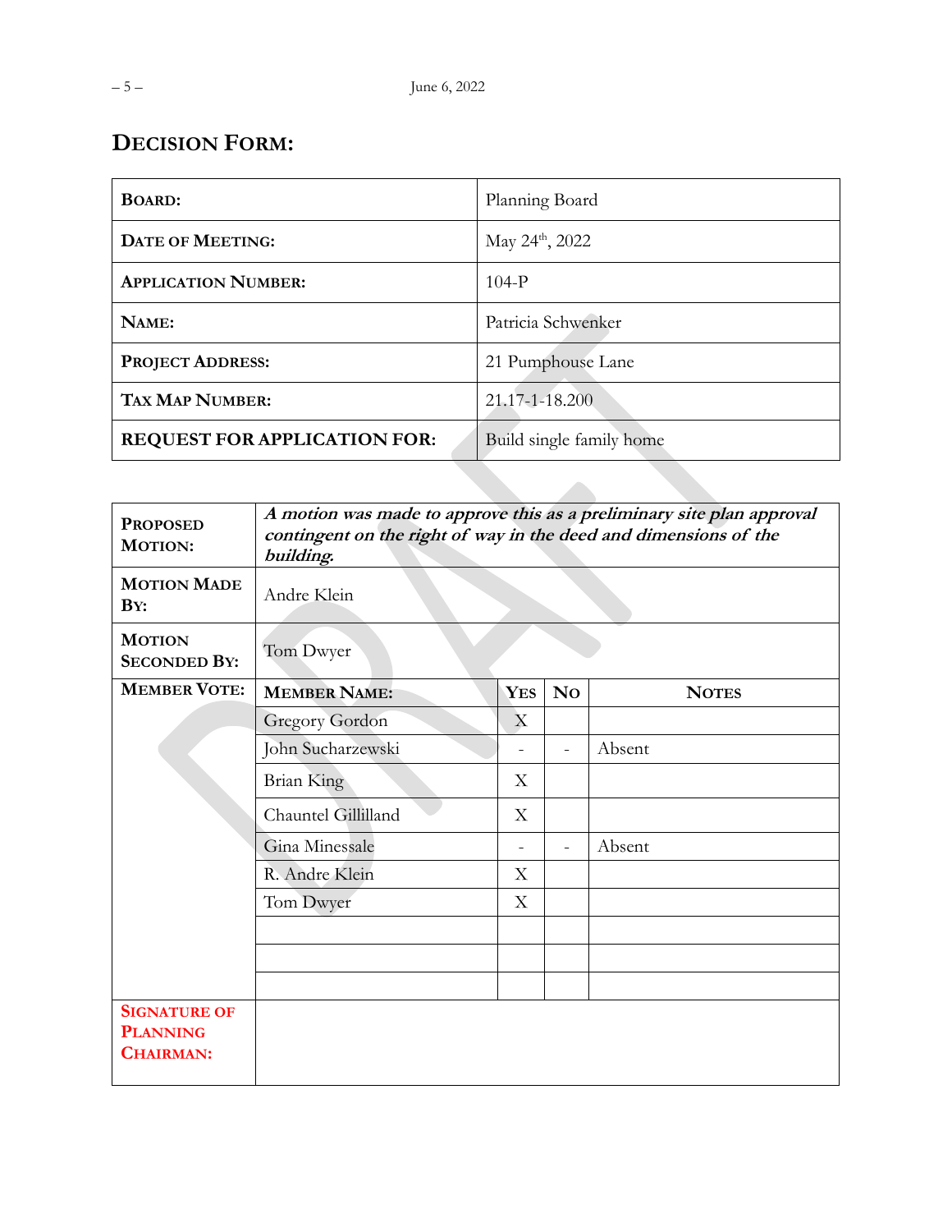## DECISION FORM:

| | |
|---|---|
| **BOARD:** | Planning Board |
| **DATE OF MEETING:** | May 24th, 2022 |
| **APPLICATION NUMBER:** | 104-P |
| **NAME:** | Patricia Schwenker |
| **PROJECT ADDRESS:** | 21 Pumphouse Lane |
| **TAX MAP NUMBER:** | 21.17-1-18.200 |
| **REQUEST FOR APPLICATION FOR:** | Build single family home |

| | | | | |
|---|---|---|---|---|
| **PROPOSED MOTION:** | ***A motion was made to approve this as a preliminary site plan approval contingent on the right of way in the deed and dimensions of the building.*** | | | |
| **MOTION MADE BY:** | Andre Klein | | | |
| **MOTION SECONDED BY:** | Tom Dwyer | | | |
| **MEMBER VOTE:** | **MEMBER NAME:** | **YES** | **NO** | **NOTES** |
| | Gregory Gordon | X | | |
| | John Sucharzewski | - | - | Absent |
| | Brian King | X | | |
| | Chauntel Gillilland | X | | |
| | Gina Minessale | - | - | Absent |
| | R. Andre Klein | X | | |
| | Tom Dwyer | X | | |
| | | | | |
| | | | | |
| | | | | |
| **SIGNATURE OF PLANNING CHAIRMAN:** | | | | |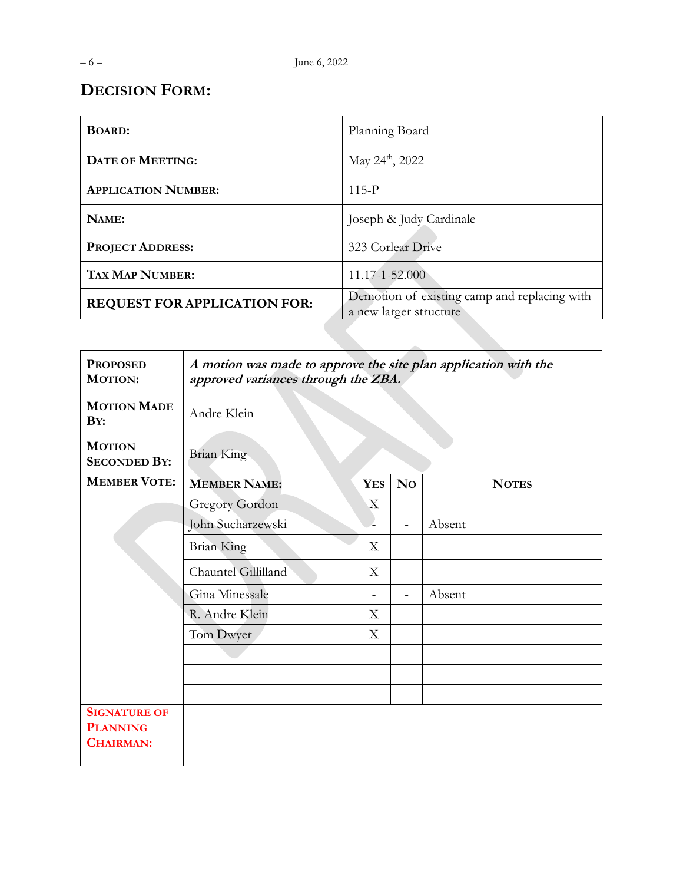## DECISION FORM:

| | |
|---|---|
| **BOARD:** | Planning Board |
| **DATE OF MEETING:** | May 24th, 2022 |
| **APPLICATION NUMBER:** | 115-P |
| **NAME:** | Joseph & Judy Cardinale |
| **PROJECT ADDRESS:** | 323 Corlear Drive |
| **TAX MAP NUMBER:** | 11.17-1-52.000 |
| **REQUEST FOR APPLICATION FOR:** | Demotion of existing camp and replacing with a new larger structure |

| | | | | |
|---|---|---|---|---|
| **PROPOSED MOTION:** | ***A motion was made to approve the site plan application with the approved variances through the ZBA.*** | | | |
| **MOTION MADE BY:** | Andre Klein | | | |
| **MOTION SECONDED BY:** | Brian King | | | |
| **MEMBER VOTE:** | **MEMBER NAME:** | **YES** | **NO** | **NOTES** |
| | Gregory Gordon | X | | |
| | John Sucharzewski | - | - | Absent |
| | Brian King | X | | |
| | Chauntel Gillilland | X | | |
| | Gina Minessale | - | - | Absent |
| | R. Andre Klein | X | | |
| | Tom Dwyer | X | | |
| | | | | |
| | | | | |
| | | | | |
| **SIGNATURE OF PLANNING CHAIRMAN:** | | | | |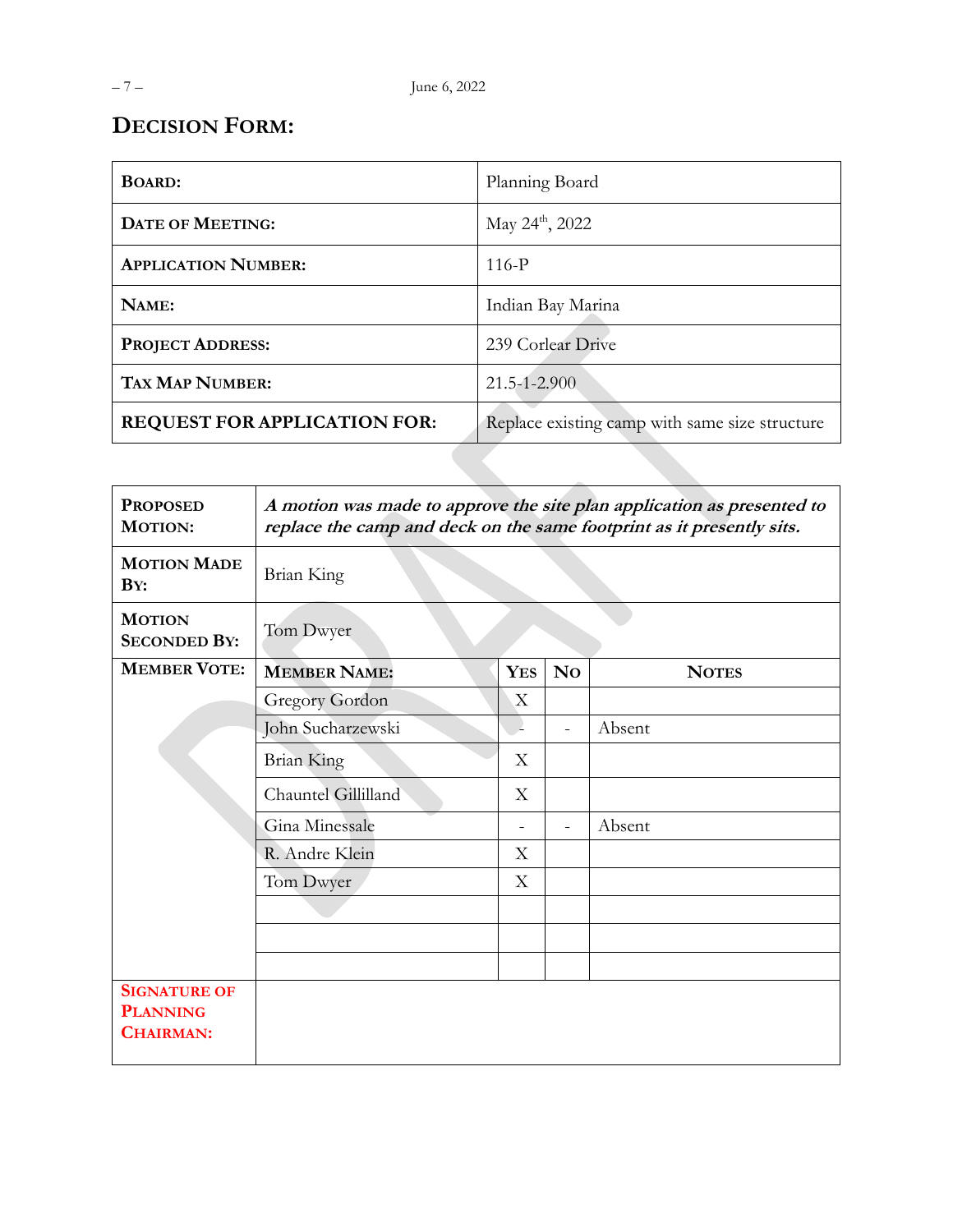## DECISION FORM:

| **BOARD:** | Planning Board |
|---|---|
| **DATE OF MEETING:** | May 24th, 2022 |
| **APPLICATION NUMBER:** | 116-P |
| **NAME:** | Indian Bay Marina |
| **PROJECT ADDRESS:** | 239 Corlear Drive |
| **TAX MAP NUMBER:** | 21.5-1-2.900 |
| **REQUEST FOR APPLICATION FOR:** | Replace existing camp with same size structure |

| **PROPOSED MOTION:** | ***A motion was made to approve the site plan application as presented to replace the camp and deck on the same footprint as it presently sits.*** | | | |
|---|---|---|---|---|
| **MOTION MADE BY:** | Brian King | | | |
| **MOTION SECONDED BY:** | Tom Dwyer | | | |
| **MEMBER VOTE:** | **MEMBER NAME:** | **YES** | **NO** | **NOTES** |
| | Gregory Gordon | X | | |
| | John Sucharzewski | - | - | Absent |
| | Brian King | X | | |
| | Chauntel Gillilland | X | | |
| | Gina Minessale | - | - | Absent |
| | R. Andre Klein | X | | |
| | Tom Dwyer | X | | |
| | | | | |
| | | | | |
| | | | | |
| **SIGNATURE OF PLANNING CHAIRMAN:** | | | | |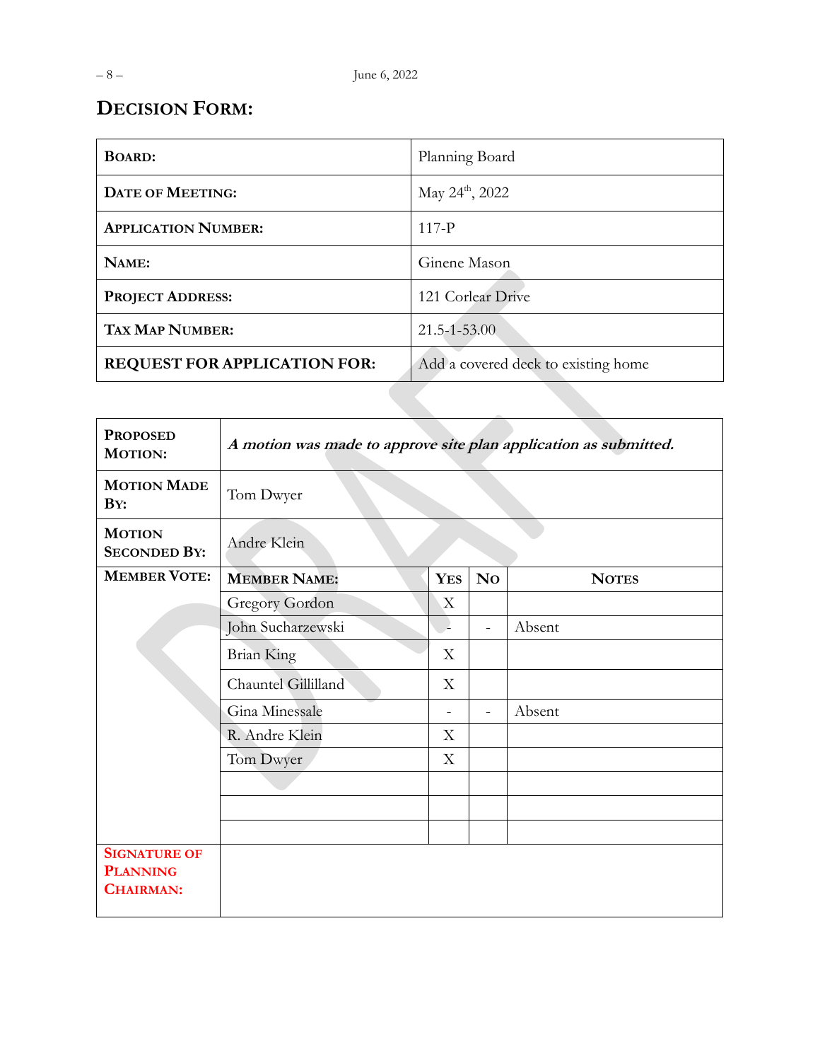## DECISION FORM:

| **BOARD:** | Planning Board |
|---|---|
| **DATE OF MEETING:** | May 24th, 2022 |
| **APPLICATION NUMBER:** | 117-P |
| **NAME:** | Ginene Mason |
| **PROJECT ADDRESS:** | 121 Corlear Drive |
| **TAX MAP NUMBER:** | 21.5-1-53.00 |
| **REQUEST FOR APPLICATION FOR:** | Add a covered deck to existing home |

| **PROPOSED MOTION:** | ***A motion was made to approve site plan application as submitted.*** | | | |
|---|---|---|---|---|
| **MOTION MADE BY:** | Tom Dwyer | | | |
| **MOTION SECONDED BY:** | Andre Klein | | | |
| **MEMBER VOTE:** | **MEMBER NAME:** | **YES** | **NO** | **NOTES** |
| | Gregory Gordon | X | | |
| | John Sucharzewski | - | - | Absent |
| | Brian King | X | | |
| | Chauntel Gillilland | X | | |
| | Gina Minessale | - | - | Absent |
| | R. Andre Klein | X | | |
| | Tom Dwyer | X | | |
| | | | | |
| | | | | |
| | | | | |
| **SIGNATURE OF PLANNING CHAIRMAN:** | | | | |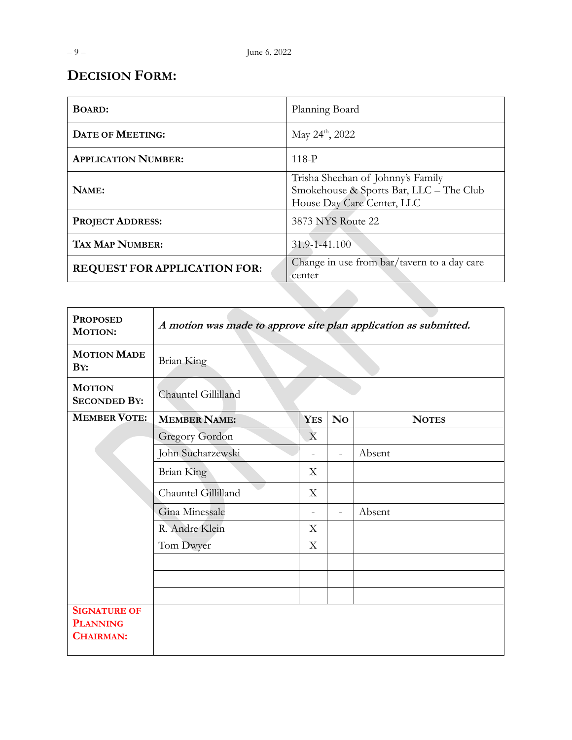## DECISION FORM:

| | |
|---|---|
| **BOARD:** | Planning Board |
| **DATE OF MEETING:** | May 24th, 2022 |
| **APPLICATION NUMBER:** | 118-P |
| **NAME:** | Trisha Sheehan of Johnny's Family Smokehouse & Sports Bar, LLC – The Club House Day Care Center, LLC |
| **PROJECT ADDRESS:** | 3873 NYS Route 22 |
| **TAX MAP NUMBER:** | 31.9-1-41.100 |
| **REQUEST FOR APPLICATION FOR:** | Change in use from bar/tavern to a day care center |

| | | | | |
|---|---|---|---|---|
| **PROPOSED MOTION:** | ***A motion was made to approve site plan application as submitted.*** | | | |
| **MOTION MADE BY:** | Brian King | | | |
| **MOTION SECONDED BY:** | Chauntel Gillilland | | | |
| **MEMBER VOTE:** | **MEMBER NAME:** | **YES** | **NO** | **NOTES** |
| | Gregory Gordon | X | | |
| | John Sucharzewski | - | - | Absent |
| | Brian King | X | | |
| | Chauntel Gillilland | X | | |
| | Gina Minessale | - | - | Absent |
| | R. Andre Klein | X | | |
| | Tom Dwyer | X | | |
| | | | | |
| | | | | |
| | | | | |
| **SIGNATURE OF PLANNING CHAIRMAN:** | | | | |